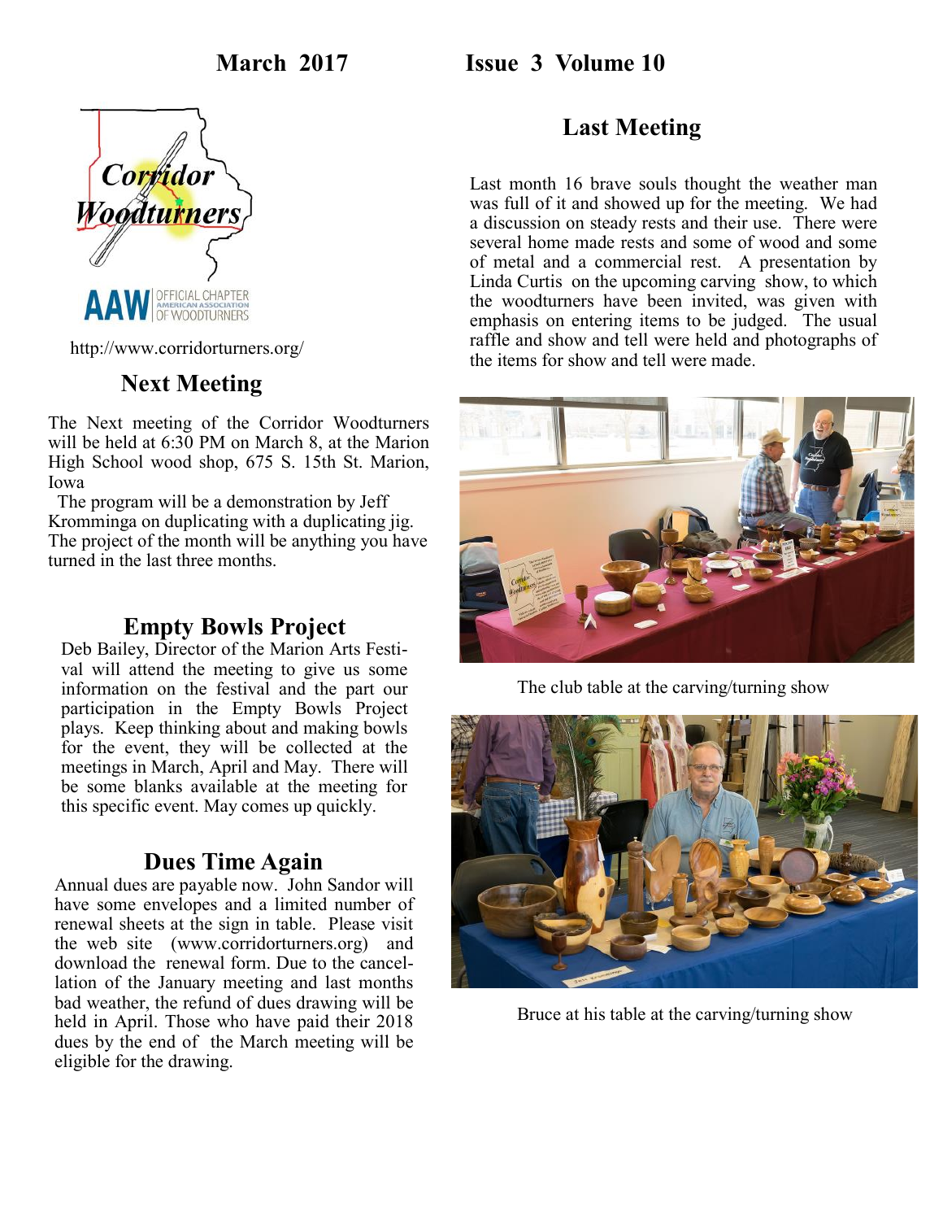March 2017 Issue 3 Volume 10

Corridor Woodturners

AAW OFFICIAL CHAPTER AMERICAN ASSOCIATION OF WOODTURNERS

http://www.corridorturners.org/

## Next Meeting

The Next meeting of the Corridor Woodturners will be held at 6:30 PM on March 8, at the Marion High School wood shop, 675 S. 15th St. Marion, Iowa

The program will be a demonstration by Jeff Kromminga on duplicating with a duplicating jig. The project of the month will be anything you have turned in the last three months.

## Empty Bowls Project

Deb Bailey, Director of the Marion Arts Festival will attend the meeting to give us some information on the festival and the part our participation in the Empty Bowls Project plays. Keep thinking about and making bowls for the event, they will be collected at the meetings in March, April and May. There will be some blanks available at the meeting for this specific event. May comes up quickly.

## Dues Time Again

Annual dues are payable now. John Sandor will have some envelopes and a limited number of renewal sheets at the sign in table. Please visit the web site (www.corridorturners.org) and download the renewal form. Due to the cancellation of the January meeting and last months bad weather, the refund of dues drawing will be held in April. Those who have paid their 2018 dues by the end of the March meeting will be eligible for the drawing.

## Last Meeting

Last month 16 brave souls thought the weather man was full of it and showed up for the meeting. We had a discussion on steady rests and their use. There were several home made rests and some of wood and some of metal and a commercial rest. A presentation by Linda Curtis on the upcoming carving show, to which the woodturners have been invited, was given with emphasis on entering items to be judged. The usual raffle and show and tell were held and photographs of the items for show and tell were made.

The club table at the carving/turning show

Bruce at his table at the carving/turning show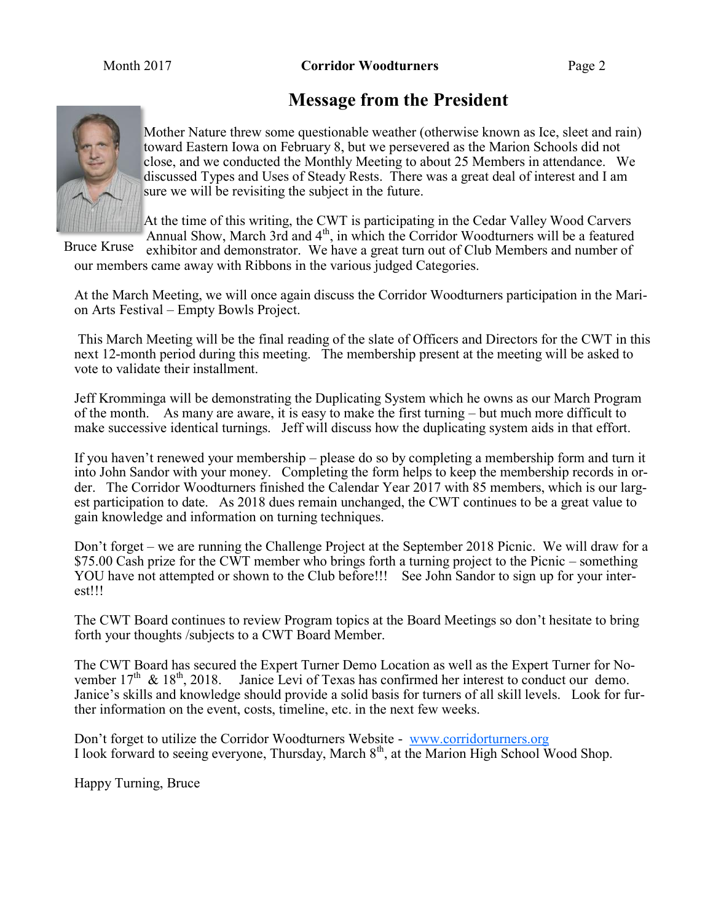# Message from the President

Bruce Kruse

Mother Nature threw some questionable weather (otherwise known as Ice, sleet and rain) toward Eastern Iowa on February 8, but we persevered as the Marion Schools did not close, and we conducted the Monthly Meeting to about 25 Members in attendance. We discussed Types and Uses of Steady Rests. There was a great deal of interest and I am sure we will be revisiting the subject in the future.

At the time of this writing, the CWT is participating in the Cedar Valley Wood Carvers Annual Show, March 3rd and 4th, in which the Corridor Woodturners will be a featured exhibitor and demonstrator. We have a great turn out of Club Members and number of our members came away with Ribbons in the various judged Categories.

At the March Meeting, we will once again discuss the Corridor Woodturners participation in the Marion Arts Festival – Empty Bowls Project.

This March Meeting will be the final reading of the slate of Officers and Directors for the CWT in this next 12-month period during this meeting. The membership present at the meeting will be asked to vote to validate their installment.

Jeff Kromminga will be demonstrating the Duplicating System which he owns as our March Program of the month. As many are aware, it is easy to make the first turning – but much more difficult to make successive identical turnings. Jeff will discuss how the duplicating system aids in that effort.

If you haven't renewed your membership – please do so by completing a membership form and turn it into John Sandor with your money. Completing the form helps to keep the membership records in order. The Corridor Woodturners finished the Calendar Year 2017 with 85 members, which is our largest participation to date. As 2018 dues remain unchanged, the CWT continues to be a great value to gain knowledge and information on turning techniques.

Don't forget – we are running the Challenge Project at the September 2018 Picnic. We will draw for a $75.00 Cash prize for the CWT member who brings forth a turning project to the Picnic – something YOU have not attempted or shown to the Club before!!! See John Sandor to sign up for your interest!!!

The CWT Board continues to review Program topics at the Board Meetings so don't hesitate to bring forth your thoughts /subjects to a CWT Board Member.

The CWT Board has secured the Expert Turner Demo Location as well as the Expert Turner for November 17th & 18th, 2018. Janice Levi of Texas has confirmed her interest to conduct our demo. Janice's skills and knowledge should provide a solid basis for turners of all skill levels. Look for further information on the event, costs, timeline, etc. in the next few weeks.

Don't forget to utilize the Corridor Woodturners Website - [www.corridorturners.org](http://www.corridorturners.org)
I look forward to seeing everyone, Thursday, March 8th, at the Marion High School Wood Shop.

Happy Turning, Bruce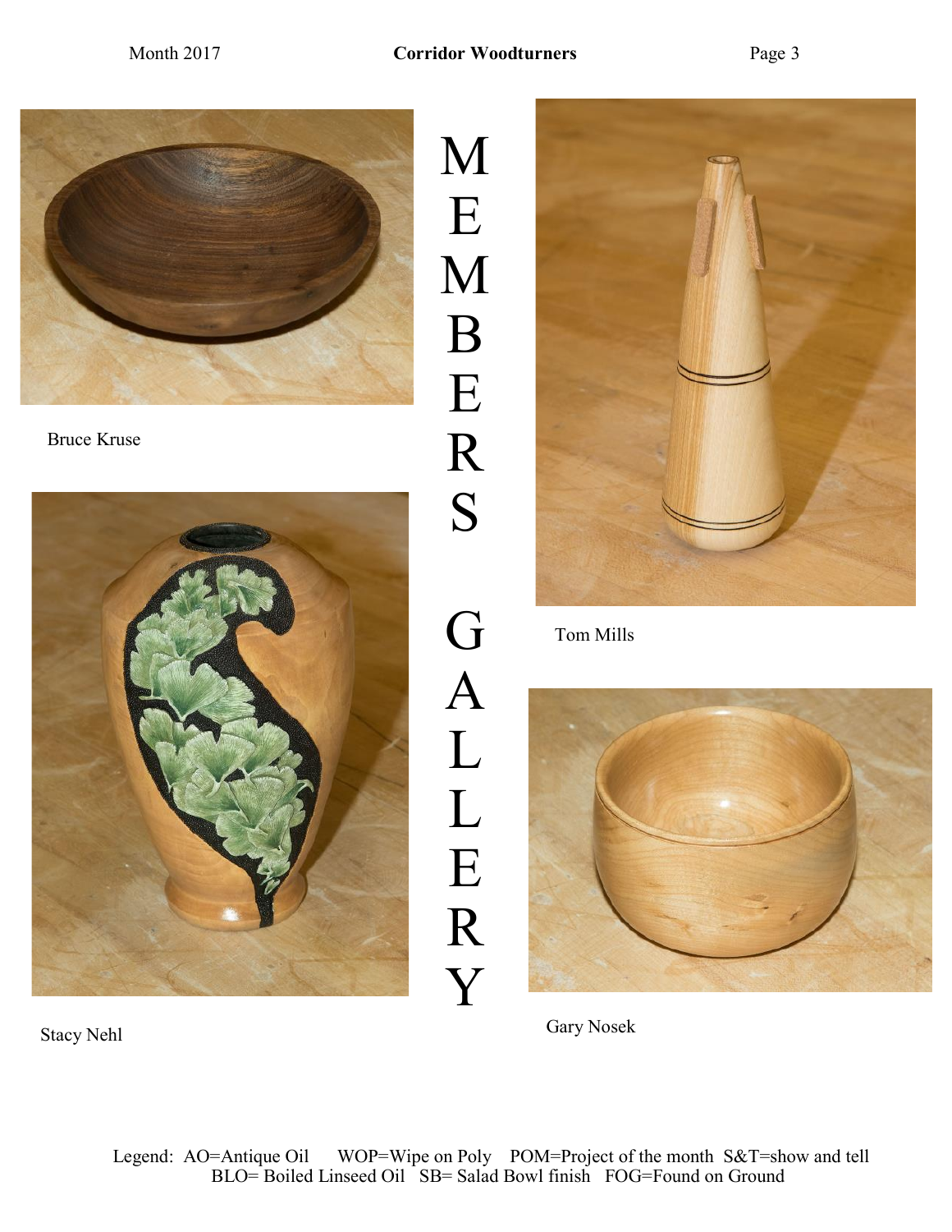# MEMBERS GALLERY

Bruce Kruse

Tom Mills

Stacy Nehl

Gary Nosek

Legend: AO=Antique Oil WOP=Wipe on Poly POM=Project of the month S&T=show and tell BLO= Boiled Linseed Oil SB= Salad Bowl finish FOG=Found on Ground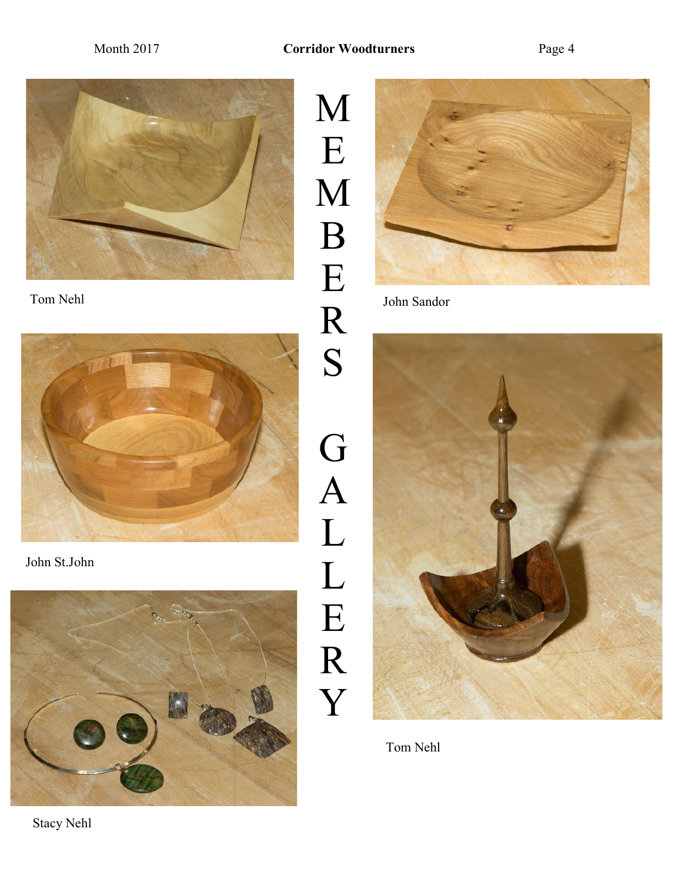# MEMBERS GALLERY

Tom Nehl

John Sandor

John St.John

Tom Nehl

Stacy Nehl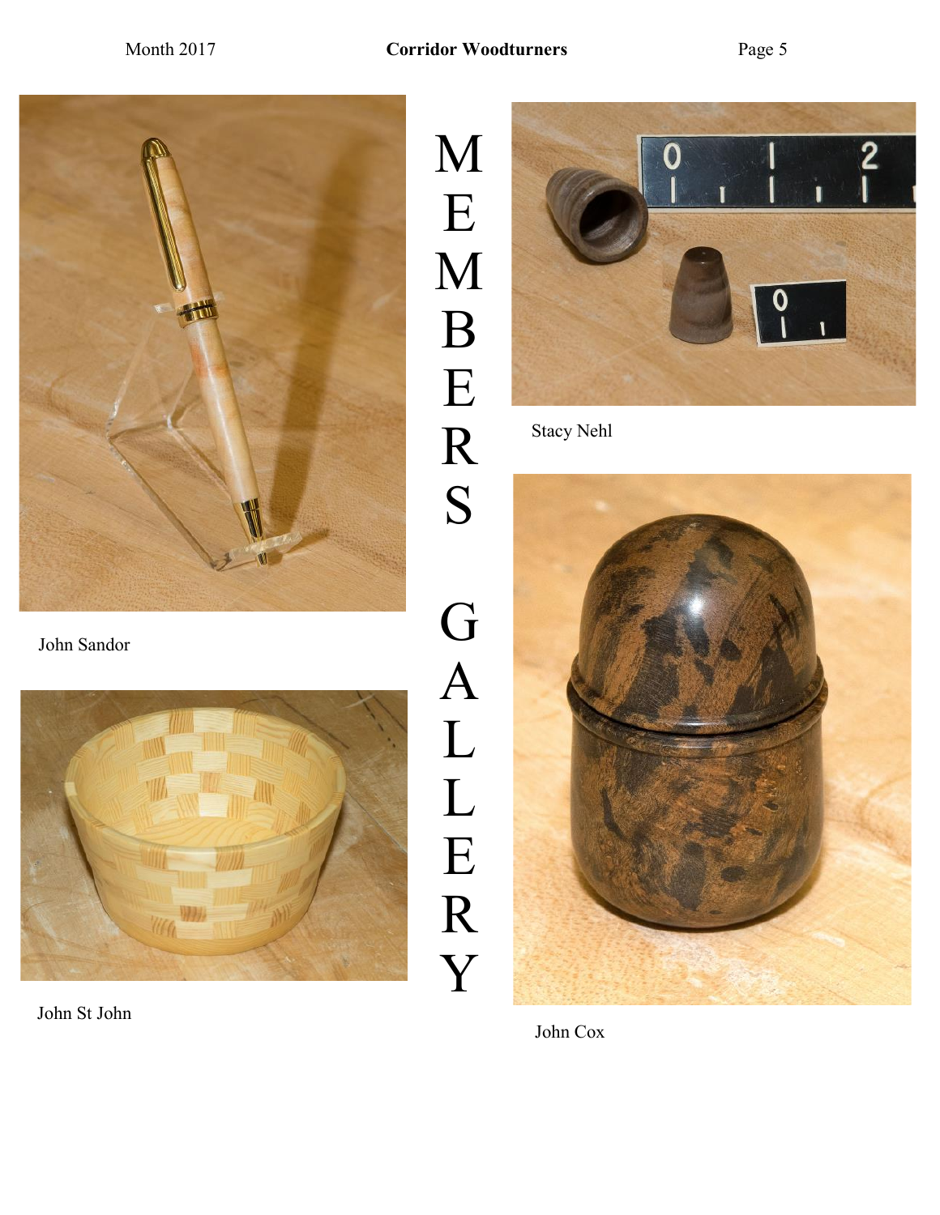# MEMBERS GALLERY

John Sandor

John St John

Stacy Nehl

John Cox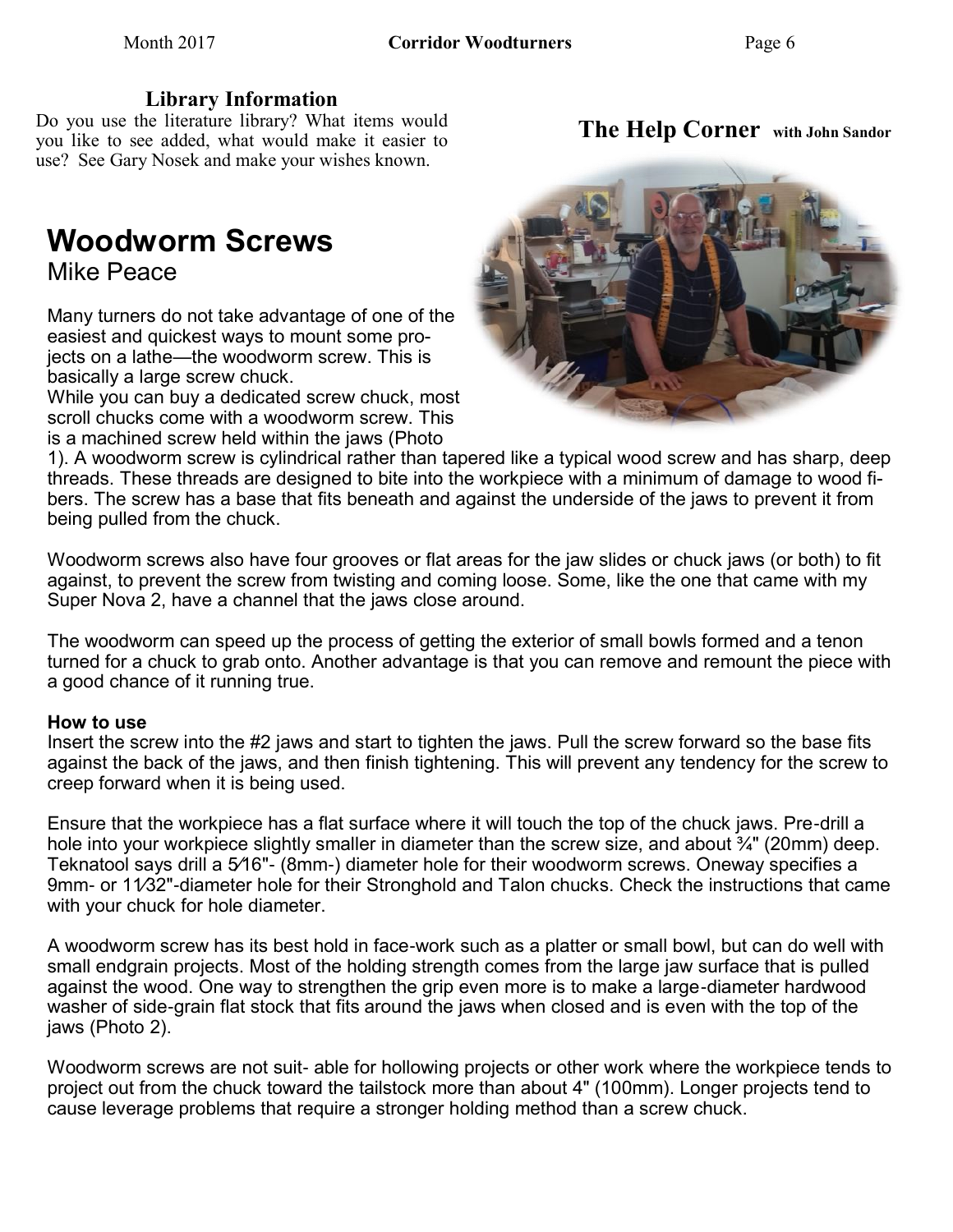### Library Information

Do you use the literature library? What items would you like to see added, what would make it easier to use? See Gary Nosek and make your wishes known.

## The Help Corner with John Sandor

# Woodworm Screws

Mike Peace

Many turners do not take advantage of one of the easiest and quickest ways to mount some projects on a lathe—the woodworm screw. This is basically a large screw chuck.

While you can buy a dedicated screw chuck, most scroll chucks come with a woodworm screw. This is a machined screw held within the jaws (Photo 1). A woodworm screw is cylindrical rather than tapered like a typical wood screw and has sharp, deep threads. These threads are designed to bite into the workpiece with a minimum of damage to wood fibers. The screw has a base that fits beneath and against the underside of the jaws to prevent it from being pulled from the chuck.

Woodworm screws also have four grooves or flat areas for the jaw slides or chuck jaws (or both) to fit against, to prevent the screw from twisting and coming loose. Some, like the one that came with my Super Nova 2, have a channel that the jaws close around.

The woodworm can speed up the process of getting the exterior of small bowls formed and a tenon turned for a chuck to grab onto. Another advantage is that you can remove and remount the piece with a good chance of it running true.

**How to use**

Insert the screw into the #2 jaws and start to tighten the jaws. Pull the screw forward so the base fits against the back of the jaws, and then finish tightening. This will prevent any tendency for the screw to creep forward when it is being used.

Ensure that the workpiece has a flat surface where it will touch the top of the chuck jaws. Pre-drill a hole into your workpiece slightly smaller in diameter than the screw size, and about ¾" (20mm) deep. Teknatool says drill a 5⁄16"- (8mm-) diameter hole for their woodworm screws. Oneway specifies a 9mm- or 11⁄32"-diameter hole for their Stronghold and Talon chucks. Check the instructions that came with your chuck for hole diameter.

A woodworm screw has its best hold in face-work such as a platter or small bowl, but can do well with small endgrain projects. Most of the holding strength comes from the large jaw surface that is pulled against the wood. One way to strengthen the grip even more is to make a large-diameter hardwood washer of side-grain flat stock that fits around the jaws when closed and is even with the top of the jaws (Photo 2).

Woodworm screws are not suit- able for hollowing projects or other work where the workpiece tends to project out from the chuck toward the tailstock more than about 4" (100mm). Longer projects tend to cause leverage problems that require a stronger holding method than a screw chuck.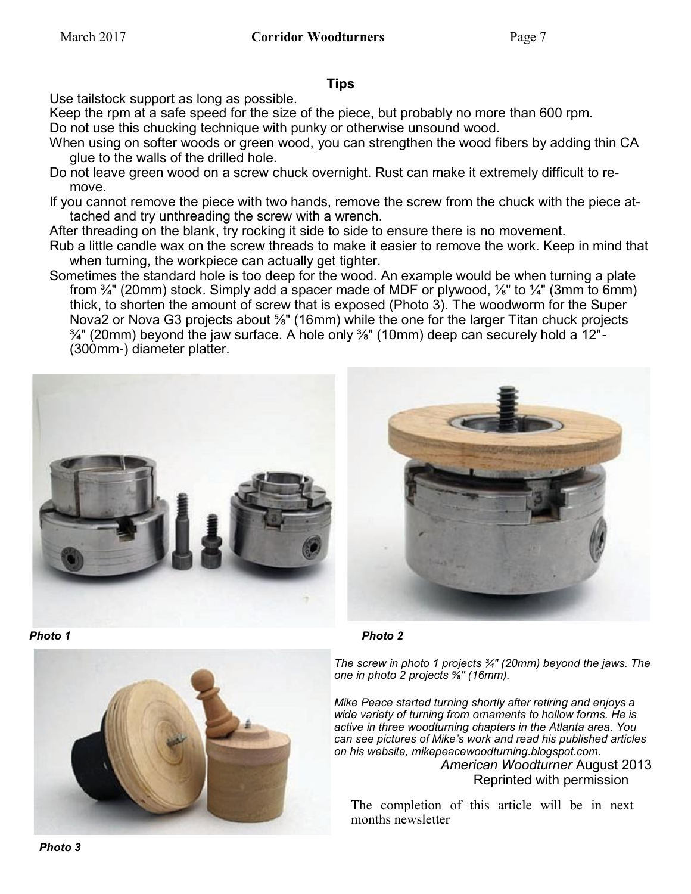**Tips**

Use tailstock support as long as possible.

Keep the rpm at a safe speed for the size of the piece, but probably no more than 600 rpm.

Do not use this chucking technique with punky or otherwise unsound wood.

When using on softer woods or green wood, you can strengthen the wood fibers by adding thin CA glue to the walls of the drilled hole.

Do not leave green wood on a screw chuck overnight. Rust can make it extremely difficult to remove.

If you cannot remove the piece with two hands, remove the screw from the chuck with the piece attached and try unthreading the screw with a wrench.

After threading on the blank, try rocking it side to side to ensure there is no movement.

Rub a little candle wax on the screw threads to make it easier to remove the work. Keep in mind that when turning, the workpiece can actually get tighter.

Sometimes the standard hole is too deep for the wood. An example would be when turning a plate from ¾" (20mm) stock. Simply add a spacer made of MDF or plywood, ⅛" to ¼" (3mm to 6mm) thick, to shorten the amount of screw that is exposed (Photo 3). The woodworm for the Super Nova2 or Nova G3 projects about ⅝" (16mm) while the one for the larger Titan chuck projects ¾" (20mm) beyond the jaw surface. A hole only ⅜" (10mm) deep can securely hold a 12"- (300mm-) diameter platter.

*Photo 1*

*Photo 2*

*Photo 3*

*The screw in photo 1 projects ¾" (20mm) beyond the jaws. The one in photo 2 projects ⅝" (16mm).*

*Mike Peace started turning shortly after retiring and enjoys a wide variety of turning from ornaments to hollow forms. He is active in three woodturning chapters in the Atlanta area. You can see pictures of Mike's work and read his published articles on his website, mikepeacewoodturning.blogspot.com.*

*American Woodturner* August 2013
Reprinted with permission

The completion of this article will be in next months newsletter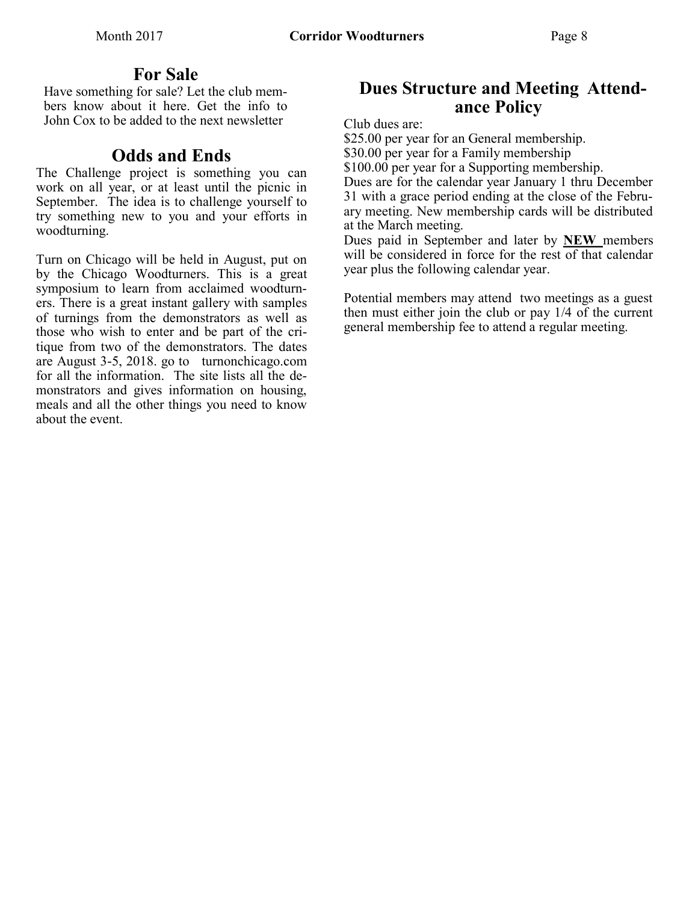## For Sale

Have something for sale? Let the club members know about it here. Get the info to John Cox to be added to the next newsletter

## Odds and Ends

The Challenge project is something you can work on all year, or at least until the picnic in September. The idea is to challenge yourself to try something new to you and your efforts in woodturning.

Turn on Chicago will be held in August, put on by the Chicago Woodturners. This is a great symposium to learn from acclaimed woodturners. There is a great instant gallery with samples of turnings from the demonstrators as well as those who wish to enter and be part of the critique from two of the demonstrators. The dates are August 3-5, 2018. go to turnonchicago.com for all the information. The site lists all the demonstrators and gives information on housing, meals and all the other things you need to know about the event.

## Dues Structure and Meeting Attendance Policy

Club dues are:

$25.00 per year for an General membership.

$30.00 per year for a Family membership

$100.00 per year for a Supporting membership.

Dues are for the calendar year January 1 thru December 31 with a grace period ending at the close of the February meeting. New membership cards will be distributed at the March meeting.

Dues paid in September and later by **NEW** members will be considered in force for the rest of that calendar year plus the following calendar year.

Potential members may attend two meetings as a guest then must either join the club or pay 1/4 of the current general membership fee to attend a regular meeting.